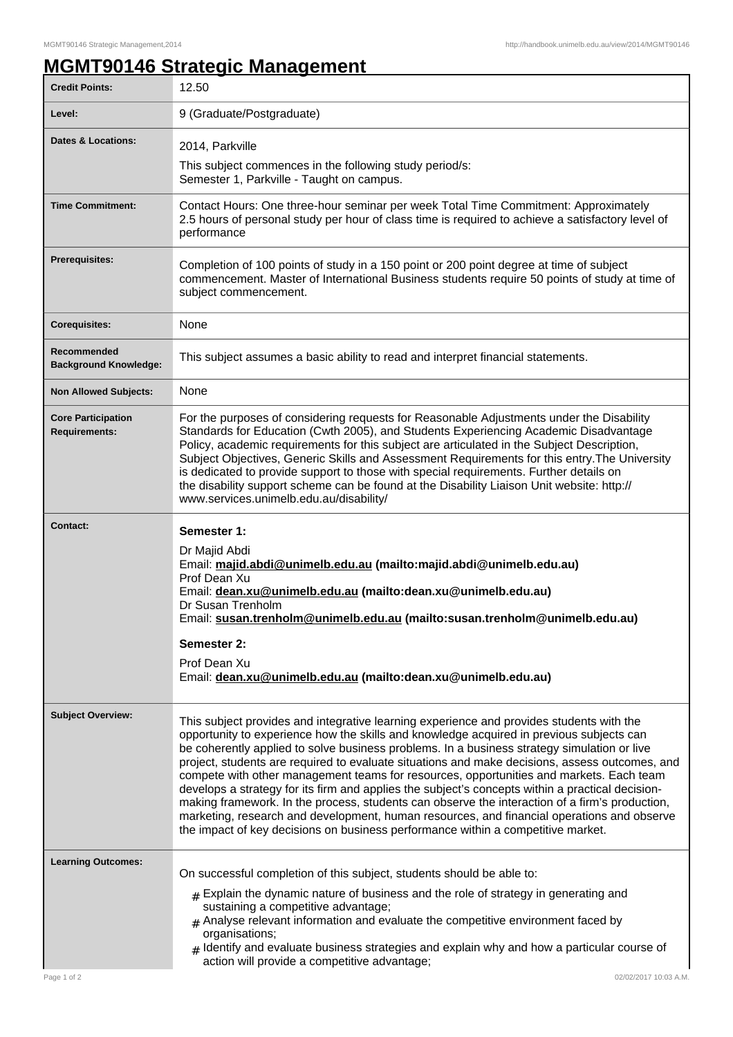# MGMT90146 Strategic Management

| | |
|---|---|
| **Credit Points:** | 12.50 |
| **Level:** | 9 (Graduate/Postgraduate) |
| **Dates & Locations:** | 2014, Parkville<br>This subject commences in the following study period/s:<br>Semester 1, Parkville - Taught on campus. |
| **Time Commitment:** | Contact Hours: One three-hour seminar per week Total Time Commitment: Approximately 2.5 hours of personal study per hour of class time is required to achieve a satisfactory level of performance |
| **Prerequisites:** | Completion of 100 points of study in a 150 point or 200 point degree at time of subject commencement. Master of International Business students require 50 points of study at time of subject commencement. |
| **Corequisites:** | None |
| **Recommended Background Knowledge:** | This subject assumes a basic ability to read and interpret financial statements. |
| **Non Allowed Subjects:** | None |
| **Core Participation Requirements:** | For the purposes of considering requests for Reasonable Adjustments under the Disability Standards for Education (Cwth 2005), and Students Experiencing Academic Disadvantage Policy, academic requirements for this subject are articulated in the Subject Description, Subject Objectives, Generic Skills and Assessment Requirements for this entry.The University is dedicated to provide support to those with special requirements. Further details on the disability support scheme can be found at the Disability Liaison Unit website: http://www.services.unimelb.edu.au/disability/ |
| **Contact:** | **Semester 1:**<br>Dr Majid Abdi<br>Email: **majid.abdi@unimelb.edu.au (mailto:majid.abdi@unimelb.edu.au)**<br>Prof Dean Xu<br>Email: **dean.xu@unimelb.edu.au (mailto:dean.xu@unimelb.edu.au)**<br>Dr Susan Trenholm<br>Email: **susan.trenholm@unimelb.edu.au (mailto:susan.trenholm@unimelb.edu.au)**<br>**Semester 2:**<br>Prof Dean Xu<br>Email: **dean.xu@unimelb.edu.au (mailto:dean.xu@unimelb.edu.au)** |
| **Subject Overview:** | This subject provides and integrative learning experience and provides students with the opportunity to experience how the skills and knowledge acquired in previous subjects can be coherently applied to solve business problems. In a business strategy simulation or live project, students are required to evaluate situations and make decisions, assess outcomes, and compete with other management teams for resources, opportunities and markets. Each team develops a strategy for its firm and applies the subject's concepts within a practical decision-making framework. In the process, students can observe the interaction of a firm's production, marketing, research and development, human resources, and financial operations and observe the impact of key decisions on business performance within a competitive market. |
| **Learning Outcomes:** | On successful completion of this subject, students should be able to:<br># Explain the dynamic nature of business and the role of strategy in generating and sustaining a competitive advantage;<br># Analyse relevant information and evaluate the competitive environment faced by organisations;<br># Identify and evaluate business strategies and explain why and how a particular course of action will provide a competitive advantage; |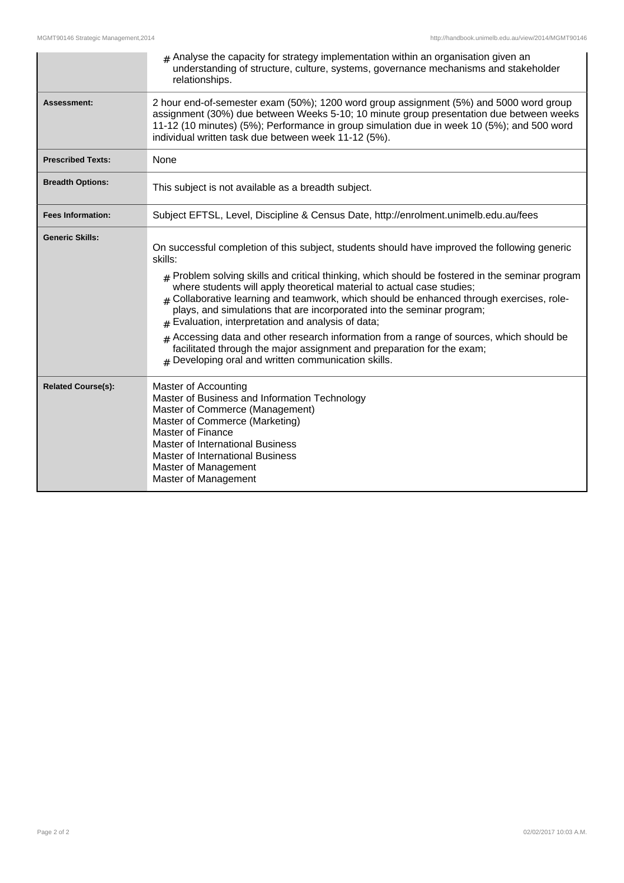| | |
|---|---|
| | # Analyse the capacity for strategy implementation within an organisation given an understanding of structure, culture, systems, governance mechanisms and stakeholder relationships. |
| **Assessment:** | 2 hour end-of-semester exam (50%); 1200 word group assignment (5%) and 5000 word group assignment (30%) due between Weeks 5-10; 10 minute group presentation due between weeks 11-12 (10 minutes) (5%); Performance in group simulation due in week 10 (5%); and 500 word individual written task due between week 11-12 (5%). |
| **Prescribed Texts:** | None |
| **Breadth Options:** | This subject is not available as a breadth subject. |
| **Fees Information:** | Subject EFTSL, Level, Discipline & Census Date, http://enrolment.unimelb.edu.au/fees |
| **Generic Skills:** | On successful completion of this subject, students should have improved the following generic skills:<br># Problem solving skills and critical thinking, which should be fostered in the seminar program where students will apply theoretical material to actual case studies;<br># Collaborative learning and teamwork, which should be enhanced through exercises, role-plays, and simulations that are incorporated into the seminar program;<br># Evaluation, interpretation and analysis of data;<br># Accessing data and other research information from a range of sources, which should be facilitated through the major assignment and preparation for the exam;<br># Developing oral and written communication skills. |
| **Related Course(s):** | Master of Accounting<br>Master of Business and Information Technology<br>Master of Commerce (Management)<br>Master of Commerce (Marketing)<br>Master of Finance<br>Master of International Business<br>Master of International Business<br>Master of Management<br>Master of Management |